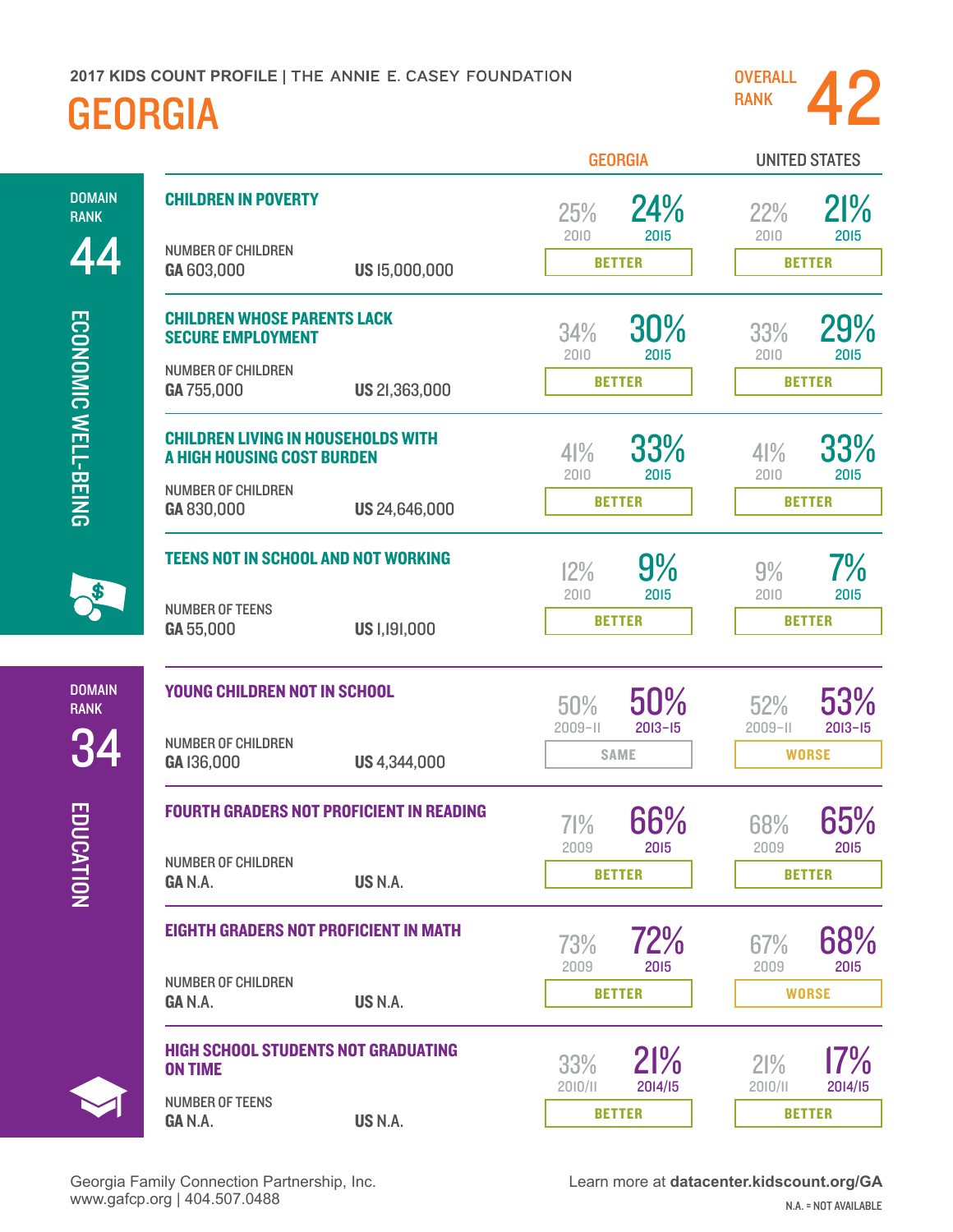2017 KIDS COUNT PROFILE | THE ANNIE E. CASEY FOUNDATION

# GEORGIA

**OVERALL RANK 42**

## ECONOMIC WELL-BEING

DOMAIN RANK **44**

| Indicator | Number of Children (GA) | Number of Children (US) | Georgia Earlier | Georgia Recent | Georgia Trend | United States Earlier | United States Recent | United States Trend |
|---|---|---|---|---|---|---|---|---|
| CHILDREN IN POVERTY | GA 603,000 | US 15,000,000 | 25% (2010) | 24% (2015) | BETTER | 22% (2010) | 21% (2015) | BETTER |
| CHILDREN WHOSE PARENTS LACK SECURE EMPLOYMENT | GA 755,000 | US 21,363,000 | 34% (2010) | 30% (2015) | BETTER | 33% (2010) | 29% (2015) | BETTER |
| CHILDREN LIVING IN HOUSEHOLDS WITH A HIGH HOUSING COST BURDEN | GA 830,000 | US 24,646,000 | 41% (2010) | 33% (2015) | BETTER | 41% (2010) | 33% (2015) | BETTER |
| TEENS NOT IN SCHOOL AND NOT WORKING (Number of Teens) | GA 55,000 | US 1,191,000 | 12% (2010) | 9% (2015) | BETTER | 9% (2010) | 7% (2015) | BETTER |

## EDUCATION

DOMAIN RANK **34**

| Indicator | Number of Children (GA) | Number of Children (US) | Georgia Earlier | Georgia Recent | Georgia Trend | United States Earlier | United States Recent | United States Trend |
|---|---|---|---|---|---|---|---|---|
| YOUNG CHILDREN NOT IN SCHOOL | GA 136,000 | US 4,344,000 | 50% (2009–11) | 50% (2013–15) | SAME | 52% (2009–11) | 53% (2013–15) | WORSE |
| FOURTH GRADERS NOT PROFICIENT IN READING | GA N.A. | US N.A. | 71% (2009) | 66% (2015) | BETTER | 68% (2009) | 65% (2015) | BETTER |
| EIGHTH GRADERS NOT PROFICIENT IN MATH | GA N.A. | US N.A. | 73% (2009) | 72% (2015) | BETTER | 67% (2009) | 68% (2015) | WORSE |
| HIGH SCHOOL STUDENTS NOT GRADUATING ON TIME (Number of Teens) | GA N.A. | US N.A. | 33% (2010/11) | 21% (2014/15) | BETTER | 21% (2010/11) | 17% (2014/15) | BETTER |

Georgia Family Connection Partnership, Inc.
www.gafcp.org | 404.507.0488

Learn more at **datacenter.kidscount.org/GA**

N.A. = NOT AVAILABLE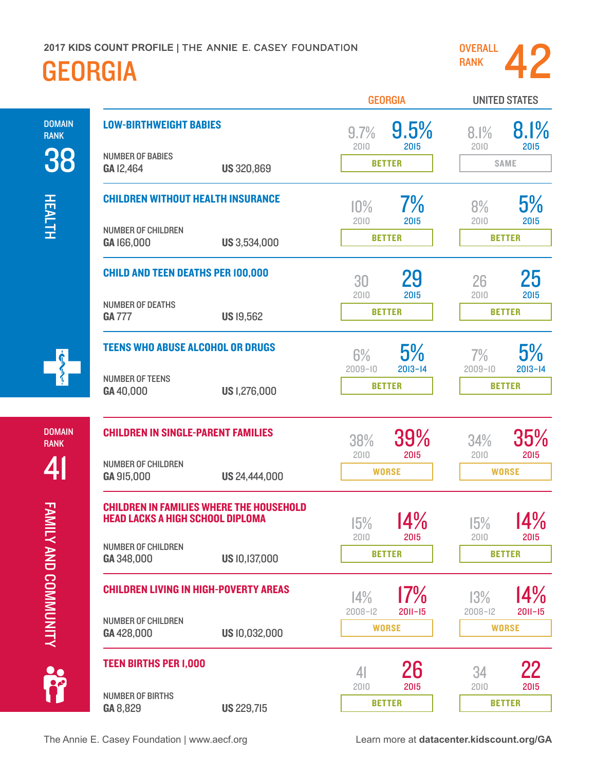2017 KIDS COUNT PROFILE | THE ANNIE E. CASEY FOUNDATION

# GEORGIA

OVERALL RANK **42**

## DOMAIN RANK 38 — HEALTH

| Indicator | Georgia (earlier) | Georgia (later) | Georgia trend | United States (earlier) | United States (later) | US trend |
|---|---|---|---|---|---|---|
| **LOW-BIRTHWEIGHT BABIES**<br>Number of babies: GA 12,464 / US 320,869 | 9.7% (2010) | 9.5% (2015) | BETTER | 8.1% (2010) | 8.1% (2015) | SAME |
| **CHILDREN WITHOUT HEALTH INSURANCE**<br>Number of children: GA 166,000 / US 3,534,000 | 10% (2010) | 7% (2015) | BETTER | 8% (2010) | 5% (2015) | BETTER |
| **CHILD AND TEEN DEATHS PER 100,000**<br>Number of deaths: GA 777 / US 19,562 | 30 (2010) | 29 (2015) | BETTER | 26 (2010) | 25 (2015) | BETTER |
| **TEENS WHO ABUSE ALCOHOL OR DRUGS**<br>Number of teens: GA 40,000 / US 1,276,000 | 6% (2009–10) | 5% (2013–14) | BETTER | 7% (2009–10) | 5% (2013–14) | BETTER |

## DOMAIN RANK 41 — FAMILY AND COMMUNITY

| Indicator | Georgia (earlier) | Georgia (later) | Georgia trend | United States (earlier) | United States (later) | US trend |
|---|---|---|---|---|---|---|
| **CHILDREN IN SINGLE-PARENT FAMILIES**<br>Number of children: GA 915,000 / US 24,444,000 | 38% (2010) | 39% (2015) | WORSE | 34% (2010) | 35% (2015) | WORSE |
| **CHILDREN IN FAMILIES WHERE THE HOUSEHOLD HEAD LACKS A HIGH SCHOOL DIPLOMA**<br>Number of children: GA 348,000 / US 10,137,000 | 15% (2010) | 14% (2015) | BETTER | 15% (2010) | 14% (2015) | BETTER |
| **CHILDREN LIVING IN HIGH-POVERTY AREAS**<br>Number of children: GA 428,000 / US 10,032,000 | 14% (2008–12) | 17% (2011–15) | WORSE | 13% (2008–12) | 14% (2011–15) | WORSE |
| **TEEN BIRTHS PER 1,000**<br>Number of births: GA 8,829 / US 229,715 | 41 (2010) | 26 (2015) | BETTER | 34 (2010) | 22 (2015) | BETTER |

The Annie E. Casey Foundation | www.aecf.org

Learn more at **datacenter.kidscount.org/GA**